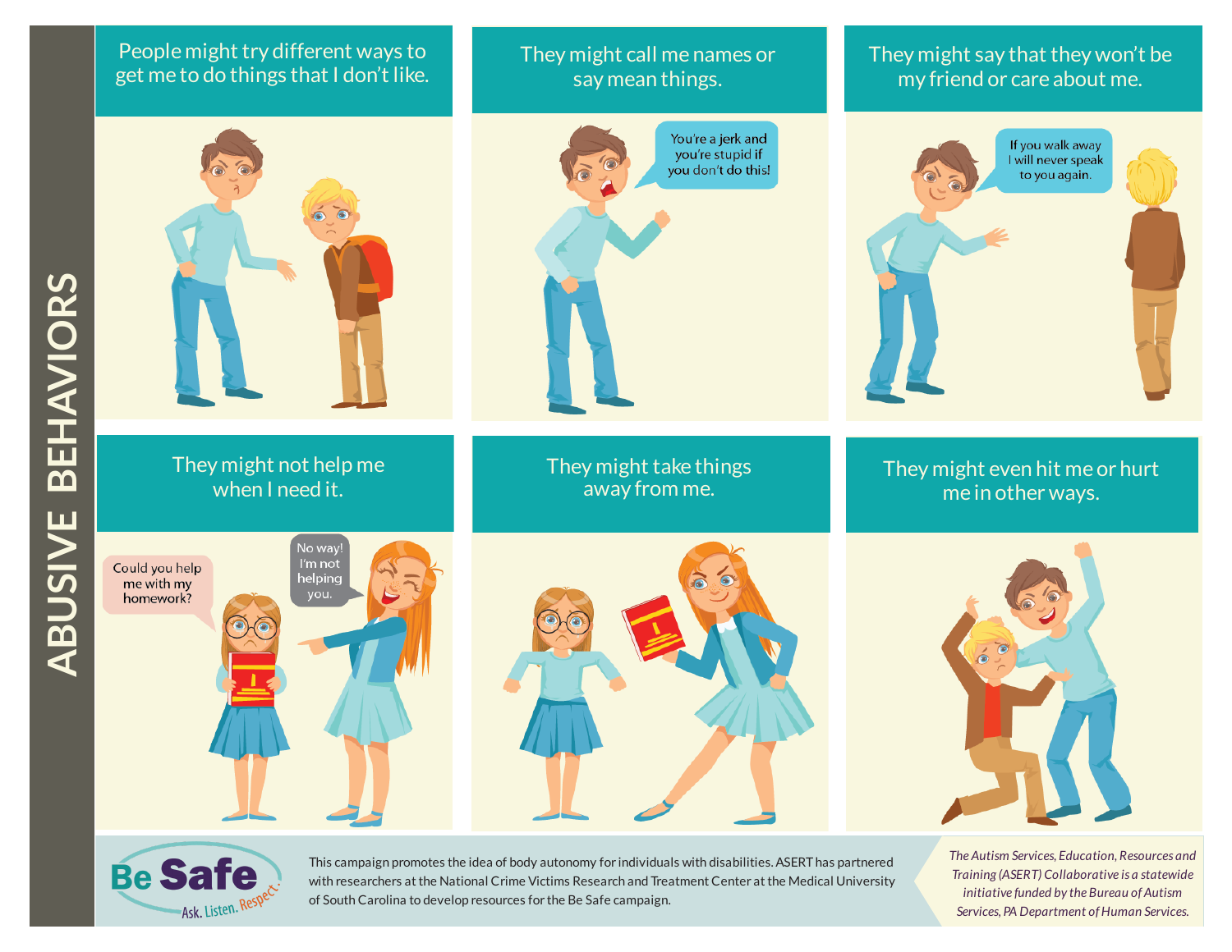# ABUSIVE BEHAVIORS

## People might try different ways to get me to do things that I don't like.

## They might call me names or say mean things.

You're a jerk and you're stupid if you don't do this!

## They might say that they won't be my friend or care about me.

If you walk away I will never speak to you again.

## They might not help me when I need it.

Could you help me with my homework?

No way! I'm not helping you.

## They might take things away from me.

## They might even hit me or hurt me in other ways.

**Be Safe** Ask. Listen. Respect.

This campaign promotes the idea of body autonomy for individuals with disabilities. ASERT has partnered with researchers at the National Crime Victims Research and Treatment Center at the Medical University of South Carolina to develop resources for the Be Safe campaign.

*The Autism Services, Education, Resources and Training (ASERT) Collaborative is a statewide initiative funded by the Bureau of Autism Services, PA Department of Human Services.*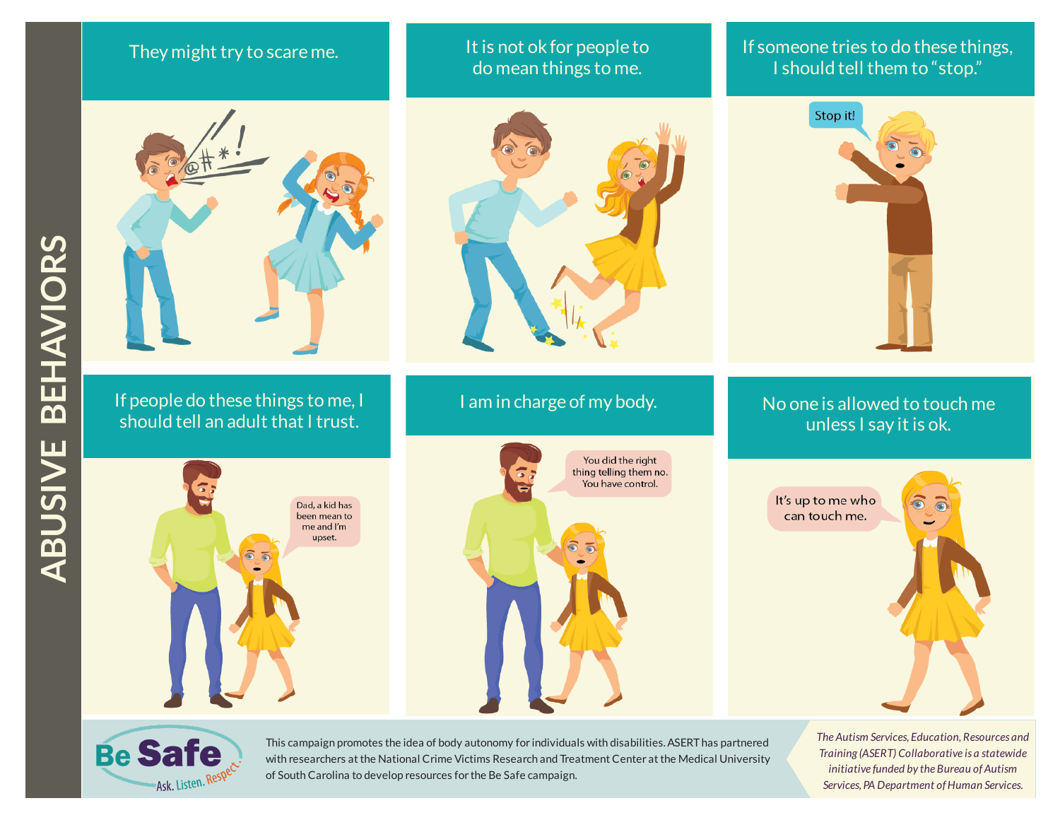# ABUSIVE BEHAVIORS

## They might try to scare me.

## It is not ok for people to do mean things to me.

## If someone tries to do these things, I should tell them to "stop."

Stop it!

## If people do these things to me, I should tell an adult that I trust.

Dad, a kid has been mean to me and I'm upset.

## I am in charge of my body.

You did the right thing telling them no. You have control.

## No one is allowed to touch me unless I say it is ok.

It's up to me who can touch me.

**Be Safe** Ask. Listen. Respect.

This campaign promotes the idea of body autonomy for individuals with disabilities. ASERT has partnered with researchers at the National Crime Victims Research and Treatment Center at the Medical University of South Carolina to develop resources for the Be Safe campaign.

*The Autism Services, Education, Resources and Training (ASERT) Collaborative is a statewide initiative funded by the Bureau of Autism Services, PA Department of Human Services.*